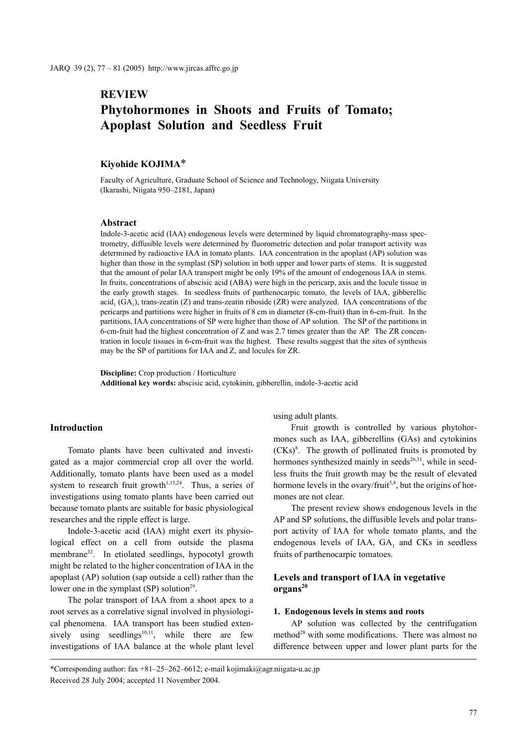# REVIEW

# Phytohormones in Shoots and Fruits of Tomato; Apoplast Solution and Seedless Fruit

**Kiyohide KOJIMA***

Faculty of Agriculture, Graduate School of Science and Technology, Niigata University (Ikarashi, Niigata 950–2181, Japan)

## Abstract

Indole-3-acetic acid (IAA) endogenous levels were determined by liquid chromatography-mass spectrometry, diffusible levels were determined by fluorometric detection and polar transport activity was determined by radioactive IAA in tomato plants. IAA concentration in the apoplast (AP) solution was higher than those in the symplast (SP) solution in both upper and lower parts of stems. It is suggested that the amount of polar IAA transport might be only 19% of the amount of endogenous IAA in stems. In fruits, concentrations of abscisic acid (ABA) were high in the pericarp, axis and the locule tissue in the early growth stages. In seedless fruits of parthenocarpic tomato, the levels of IAA, gibberellic acid$_1$ (GA$_1$), trans-zeatin (Z) and trans-zeatin riboside (ZR) were analyzed. IAA concentrations of the pericarps and partitions were higher in fruits of 8 cm in diameter (8-cm-fruit) than in 6-cm-fruit. In the partitions, IAA concentrations of SP were higher than those of AP solution. The SP of the partitions in 6-cm-fruit had the highest concentration of Z and was 2.7 times greater than the AP. The ZR concentration in locule tissues in 6-cm-fruit was the highest. These results suggest that the sites of synthesis may be the SP of partitions for IAA and Z, and locules for ZR.

**Discipline:** Crop production / Horticulture
**Additional key words:** abscisic acid, cytokinin, gibberellin, indole-3-acetic acid

## Introduction

Tomato plants have been cultivated and investigated as a major commercial crop all over the world. Additionally, tomato plants have been used as a model system to research fruit growth[1,15,24]. Thus, a series of investigations using tomato plants have been carried out because tomato plants are suitable for basic physiological researches and the ripple effect is large.

Indole-3-acetic acid (IAA) might exert its physiological effect on a cell from outside the plasma membrane[32]. In etiolated seedlings, hypocotyl growth might be related to the higher concentration of IAA in the apoplast (AP) solution (sap outside a cell) rather than the lower one in the symplast (SP) solution[29].

The polar transport of IAA from a shoot apex to a root serves as a correlative signal involved in physiological phenomena. IAA transport has been studied extensively using seedlings[10,11], while there are few investigations of IAA balance at the whole plant level using adult plants.

Fruit growth is controlled by various phytohormones such as IAA, gibberellins (GAs) and cytokinins (CKs)[8]. The growth of pollinated fruits is promoted by hormones synthesized mainly in seeds[26,31], while in seedless fruits the fruit growth may be the result of elevated hormone levels in the ovary/fruit[5,8], but the origins of hormones are not clear.

The present review shows endogenous levels in the AP and SP solutions, the diffusible levels and polar transport activity of IAA for whole tomato plants, and the endogenous levels of IAA, GA$_1$ and CKs in seedless fruits of parthenocarpic tomatoes.

## Levels and transport of IAA in vegetative organs[20]

### 1. Endogenous levels in stems and roots

AP solution was collected by the centrifugation method[28] with some modifications. There was almost no difference between upper and lower plant parts for the

*Corresponding author: fax +81–25–262–6612; e-mail kojimaki@agr.niigata-u.ac.jp
Received 28 July 2004; accepted 11 November 2004.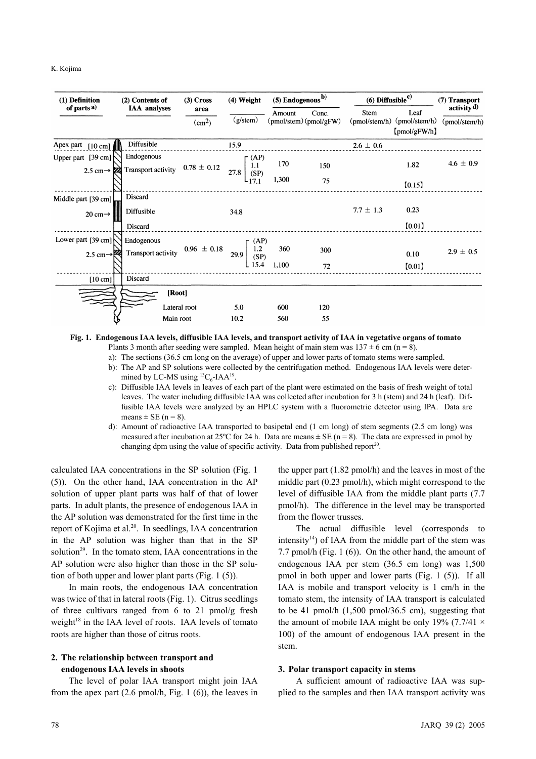| (1) Definition of parts a) | (2) Contents of IAA analyses | (3) Cross area (cm²) | (4) Weight (g/stem) | | (5) Endogenous b) Amount (pmol/stem) | (5) Endogenous b) Conc. (pmol/gFW) | (6) Diffusible c) Stem (pmol/stem/h) | (6) Diffusible c) Leaf (pmol/stem/h) 【pmol/gFW/h】 | (7) Transport activity d) (pmol/stem/h) |
|---|---|---|---|---|---|---|---|---|---|
| Apex part [10 cm] | Diffusible | | 15.9 | | | | 2.6 ± 0.6 | | |
| Upper part [39 cm] | Endogenous | | | | | | | | |
| 2.5 cm→ | Transport activity | 0.78 ± 0.12 | 27.8 | (AP) 1.1 | 170 | 150 | | 1.82 | 4.6 ± 0.9 |
| | | | | (SP) 17.1 | 1,300 | 75 | | 【0.15】 | |
| Middle part [39 cm] | Discard | | | | | | | | |
| 20 cm→ | Diffusible | | 34.8 | | | | 7.7 ± 1.3 | 0.23 | |
| | Discard | | | | | | | 【0.01】 | |
| Lower part [39 cm] | Endogenous | | | | | | | | |
| 2.5 cm→ | Transport activity | 0.96 ± 0.18 | 29.9 | (AP) 1.2 | 360 | 300 | | 0.10 | 2.9 ± 0.5 |
| | | | | (SP) 15.4 | 1,100 | 72 | | 【0.01】 | |
| [10 cm] | Discard | | | | | | | | |
| [Root] | Lateral root | | 5.0 | | 600 | 120 | | | |
| | Main root | | 10.2 | | 560 | 55 | | | |

**Fig. 1. Endogenous IAA levels, diffusible IAA levels, and transport activity of IAA in vegetative organs of tomato**

Plants 3 month after seeding were sampled. Mean height of main stem was 137 ± 6 cm (n = 8).

a): The sections (36.5 cm long on the average) of upper and lower parts of tomato stems were sampled.

b): The AP and SP solutions were collected by the centrifugation method. Endogenous IAA levels were determined by LC-MS using $^{13}C_6$-IAA[19].

c): Diffusible IAA levels in leaves of each part of the plant were estimated on the basis of fresh weight of total leaves. The water including diffusible IAA was collected after incubation for 3 h (stem) and 24 h (leaf). Diffusible IAA levels were analyzed by an HPLC system with a fluorometric detector using IPA. Data are means ± SE (n = 8).

d): Amount of radioactive IAA transported to basipetal end (1 cm long) of stem segments (2.5 cm long) was measured after incubation at 25ºC for 24 h. Data are means ± SE (n = 8). The data are expressed in pmol by changing dpm using the value of specific activity. Data from published report[20].

calculated IAA concentrations in the SP solution (Fig. 1 (5)). On the other hand, IAA concentration in the AP solution of upper plant parts was half of that of lower parts. In adult plants, the presence of endogenous IAA in the AP solution was demonstrated for the first time in the report of Kojima et al.[20]. In seedlings, IAA concentration in the AP solution was higher than that in the SP solution[29]. In the tomato stem, IAA concentrations in the AP solution were also higher than those in the SP solution of both upper and lower plant parts (Fig. 1 (5)).

In main roots, the endogenous IAA concentration was twice of that in lateral roots (Fig. 1). Citrus seedlings of three cultivars ranged from 6 to 21 pmol/g fresh weight[18] in the IAA level of roots. IAA levels of tomato roots are higher than those of citrus roots.

## 2. The relationship between transport and endogenous IAA levels in shoots

The level of polar IAA transport might join IAA from the apex part (2.6 pmol/h, Fig. 1 (6)), the leaves in the upper part (1.82 pmol/h) and the leaves in most of the middle part (0.23 pmol/h), which might correspond to the level of diffusible IAA from the middle plant parts (7.7 pmol/h). The difference in the level may be transported from the flower trusses.

The actual diffusible level (corresponds to intensity[14]) of IAA from the middle part of the stem was 7.7 pmol/h (Fig. 1 (6)). On the other hand, the amount of endogenous IAA per stem (36.5 cm long) was 1,500 pmol in both upper and lower parts (Fig. 1 (5)). If all IAA is mobile and transport velocity is 1 cm/h in the tomato stem, the intensity of IAA transport is calculated to be 41 pmol/h (1,500 pmol/36.5 cm), suggesting that the amount of mobile IAA might be only 19% (7.7/41 × 100) of the amount of endogenous IAA present in the stem.

## 3. Polar transport capacity in stems

A sufficient amount of radioactive IAA was supplied to the samples and then IAA transport activity was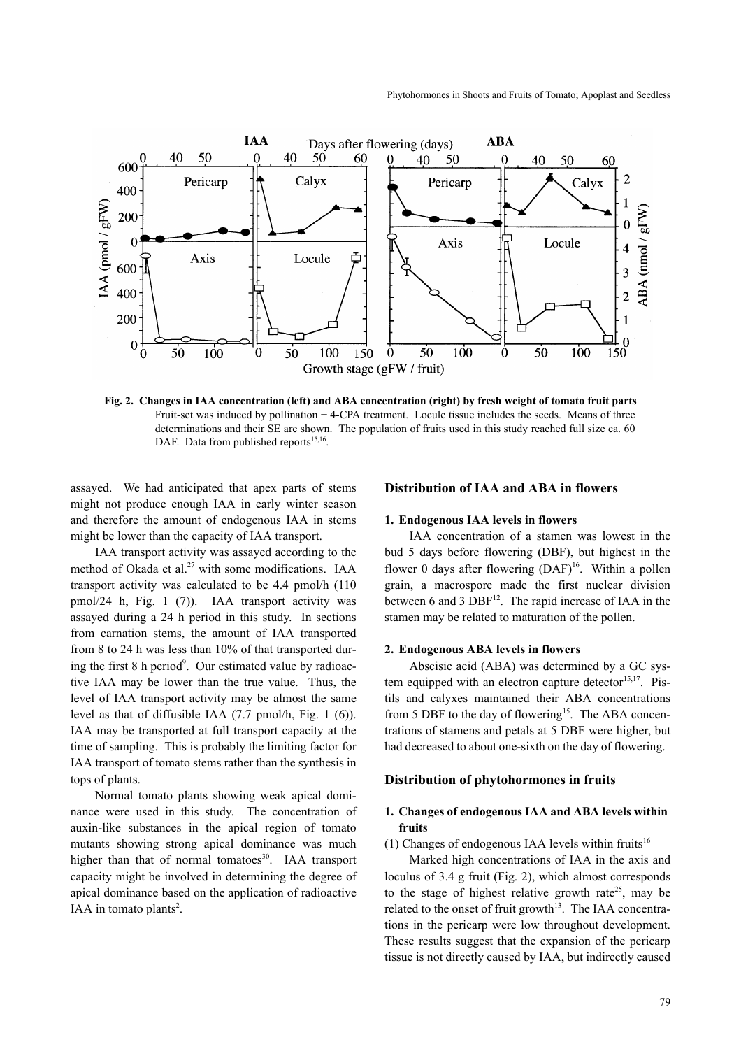Fig. 2. Changes in IAA concentration (left) and ABA concentration (right) by fresh weight of tomato fruit parts
Fruit-set was induced by pollination + 4-CPA treatment. Locule tissue includes the seeds. Means of three determinations and their SE are shown. The population of fruits used in this study reached full size ca. 60 DAF. Data from published reports[15,16].

assayed. We had anticipated that apex parts of stems might not produce enough IAA in early winter season and therefore the amount of endogenous IAA in stems might be lower than the capacity of IAA transport.

IAA transport activity was assayed according to the method of Okada et al.[27] with some modifications. IAA transport activity was calculated to be 4.4 pmol/h (110 pmol/24 h, Fig. 1 (7)). IAA transport activity was assayed during a 24 h period in this study. In sections from carnation stems, the amount of IAA transported from 8 to 24 h was less than 10% of that transported during the first 8 h period[9]. Our estimated value by radioactive IAA may be lower than the true value. Thus, the level of IAA transport activity may be almost the same level as that of diffusible IAA (7.7 pmol/h, Fig. 1 (6)). IAA may be transported at full transport capacity at the time of sampling. This is probably the limiting factor for IAA transport of tomato stems rather than the synthesis in tops of plants.

Normal tomato plants showing weak apical dominance were used in this study. The concentration of auxin-like substances in the apical region of tomato mutants showing strong apical dominance was much higher than that of normal tomatoes[30]. IAA transport capacity might be involved in determining the degree of apical dominance based on the application of radioactive IAA in tomato plants[2].

## Distribution of IAA and ABA in flowers

### 1. Endogenous IAA levels in flowers

IAA concentration of a stamen was lowest in the bud 5 days before flowering (DBF), but highest in the flower 0 days after flowering (DAF)[16]. Within a pollen grain, a macrospore made the first nuclear division between 6 and 3 DBF[12]. The rapid increase of IAA in the stamen may be related to maturation of the pollen.

### 2. Endogenous ABA levels in flowers

Abscisic acid (ABA) was determined by a GC system equipped with an electron capture detector[15,17]. Pistils and calyxes maintained their ABA concentrations from 5 DBF to the day of flowering[15]. The ABA concentrations of stamens and petals at 5 DBF were higher, but had decreased to about one-sixth on the day of flowering.

## Distribution of phytohormones in fruits

### 1. Changes of endogenous IAA and ABA levels within fruits

(1) Changes of endogenous IAA levels within fruits[16]

Marked high concentrations of IAA in the axis and loculus of 3.4 g fruit (Fig. 2), which almost corresponds to the stage of highest relative growth rate[25], may be related to the onset of fruit growth[13]. The IAA concentrations in the pericarp were low throughout development. These results suggest that the expansion of the pericarp tissue is not directly caused by IAA, but indirectly caused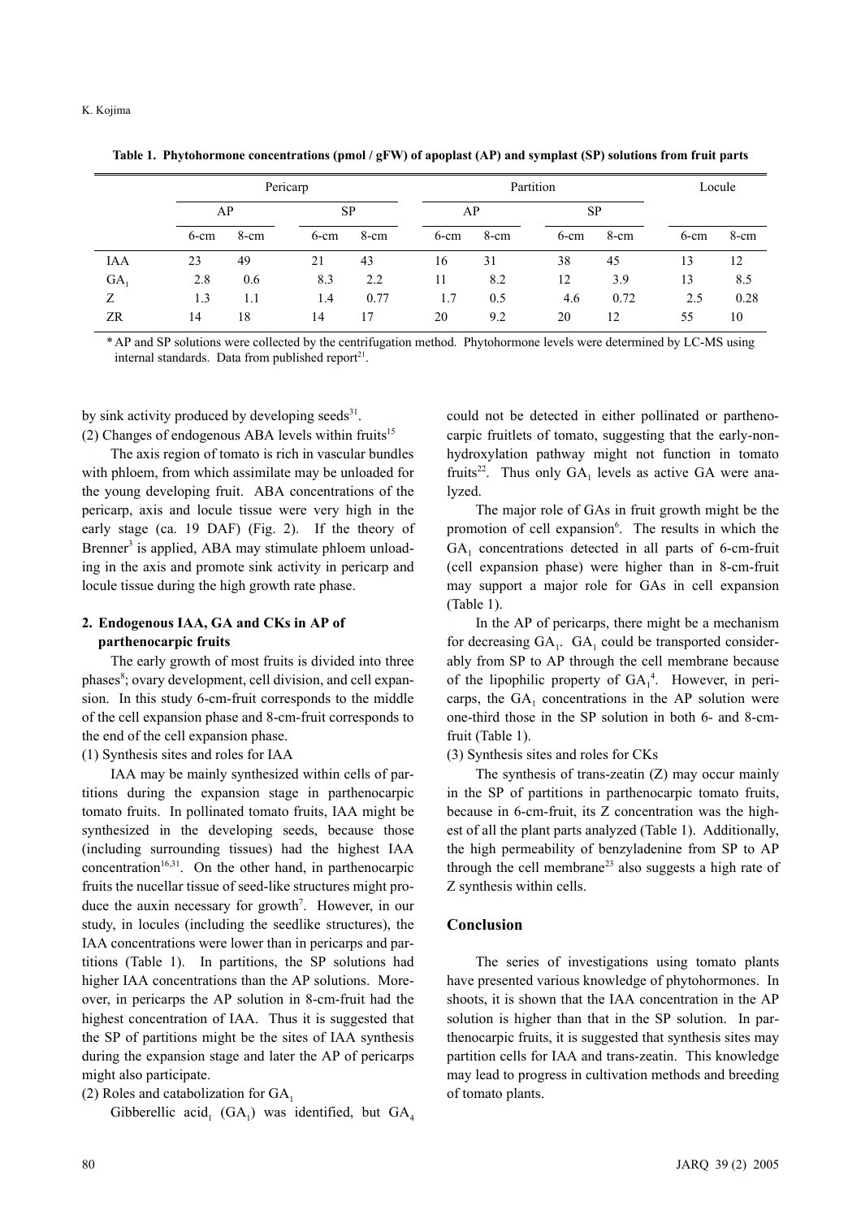**Table 1. Phytohormone concentrations (pmol / gFW) of apoplast (AP) and symplast (SP) solutions from fruit parts**

| | Pericarp | | | | Partition | | | | Locule | |
|---|---|---|---|---|---|---|---|---|---|---|
| | AP | | SP | | AP | | SP | | | |
| | 6-cm | 8-cm | 6-cm | 8-cm | 6-cm | 8-cm | 6-cm | 8-cm | 6-cm | 8-cm |
| IAA | 23 | 49 | 21 | 43 | 16 | 31 | 38 | 45 | 13 | 12 |
| $GA_1$ | 2.8 | 0.6 | 8.3 | 2.2 | 11 | 8.2 | 12 | 3.9 | 13 | 8.5 |
| Z | 1.3 | 1.1 | 1.4 | 0.77 | 1.7 | 0.5 | 4.6 | 0.72 | 2.5 | 0.28 |
| ZR | 14 | 18 | 14 | 17 | 20 | 9.2 | 20 | 12 | 55 | 10 |

* AP and SP solutions were collected by the centrifugation method. Phytohormone levels were determined by LC-MS using internal standards. Data from published report[21].

by sink activity produced by developing seeds[31].

(2) Changes of endogenous ABA levels within fruits[15]

The axis region of tomato is rich in vascular bundles with phloem, from which assimilate may be unloaded for the young developing fruit. ABA concentrations of the pericarp, axis and locule tissue were very high in the early stage (ca. 19 DAF) (Fig. 2). If the theory of Brenner[3] is applied, ABA may stimulate phloem unloading in the axis and promote sink activity in pericarp and locule tissue during the high growth rate phase.

### 2. Endogenous IAA, GA and CKs in AP of parthenocarpic fruits

The early growth of most fruits is divided into three phases[8]; ovary development, cell division, and cell expansion. In this study 6-cm-fruit corresponds to the middle of the cell expansion phase and 8-cm-fruit corresponds to the end of the cell expansion phase.

(1) Synthesis sites and roles for IAA

IAA may be mainly synthesized within cells of partitions during the expansion stage in parthenocarpic tomato fruits. In pollinated tomato fruits, IAA might be synthesized in the developing seeds, because those (including surrounding tissues) had the highest IAA concentration[16,31]. On the other hand, in parthenocarpic fruits the nucellar tissue of seed-like structures might produce the auxin necessary for growth[7]. However, in our study, in locules (including the seedlike structures), the IAA concentrations were lower than in pericarps and partitions (Table 1). In partitions, the SP solutions had higher IAA concentrations than the AP solutions. Moreover, in pericarps the AP solution in 8-cm-fruit had the highest concentration of IAA. Thus it is suggested that the SP of partitions might be the sites of IAA synthesis during the expansion stage and later the AP of pericarps might also participate.

(2) Roles and catabolization for $GA_1$

Gibberellic $acid_1$ ($GA_1$) was identified, but $GA_4$ could not be detected in either pollinated or parthenocarpic fruitlets of tomato, suggesting that the early-non-hydroxylation pathway might not function in tomato fruits[22]. Thus only $GA_1$ levels as active GA were analyzed.

The major role of GAs in fruit growth might be the promotion of cell expansion[6]. The results in which the $GA_1$ concentrations detected in all parts of 6-cm-fruit (cell expansion phase) were higher than in 8-cm-fruit may support a major role for GAs in cell expansion (Table 1).

In the AP of pericarps, there might be a mechanism for decreasing $GA_1$. $GA_1$ could be transported considerably from SP to AP through the cell membrane because of the lipophilic property of $GA_1$[4]. However, in pericarps, the $GA_1$ concentrations in the AP solution were one-third those in the SP solution in both 6- and 8-cm-fruit (Table 1).

(3) Synthesis sites and roles for CKs

The synthesis of trans-zeatin (Z) may occur mainly in the SP of partitions in parthenocarpic tomato fruits, because in 6-cm-fruit, its Z concentration was the highest of all the plant parts analyzed (Table 1). Additionally, the high permeability of benzyladenine from SP to AP through the cell membrane[23] also suggests a high rate of Z synthesis within cells.

## Conclusion

The series of investigations using tomato plants have presented various knowledge of phytohormones. In shoots, it is shown that the IAA concentration in the AP solution is higher than that in the SP solution. In parthenocarpic fruits, it is suggested that synthesis sites may partition cells for IAA and trans-zeatin. This knowledge may lead to progress in cultivation methods and breeding of tomato plants.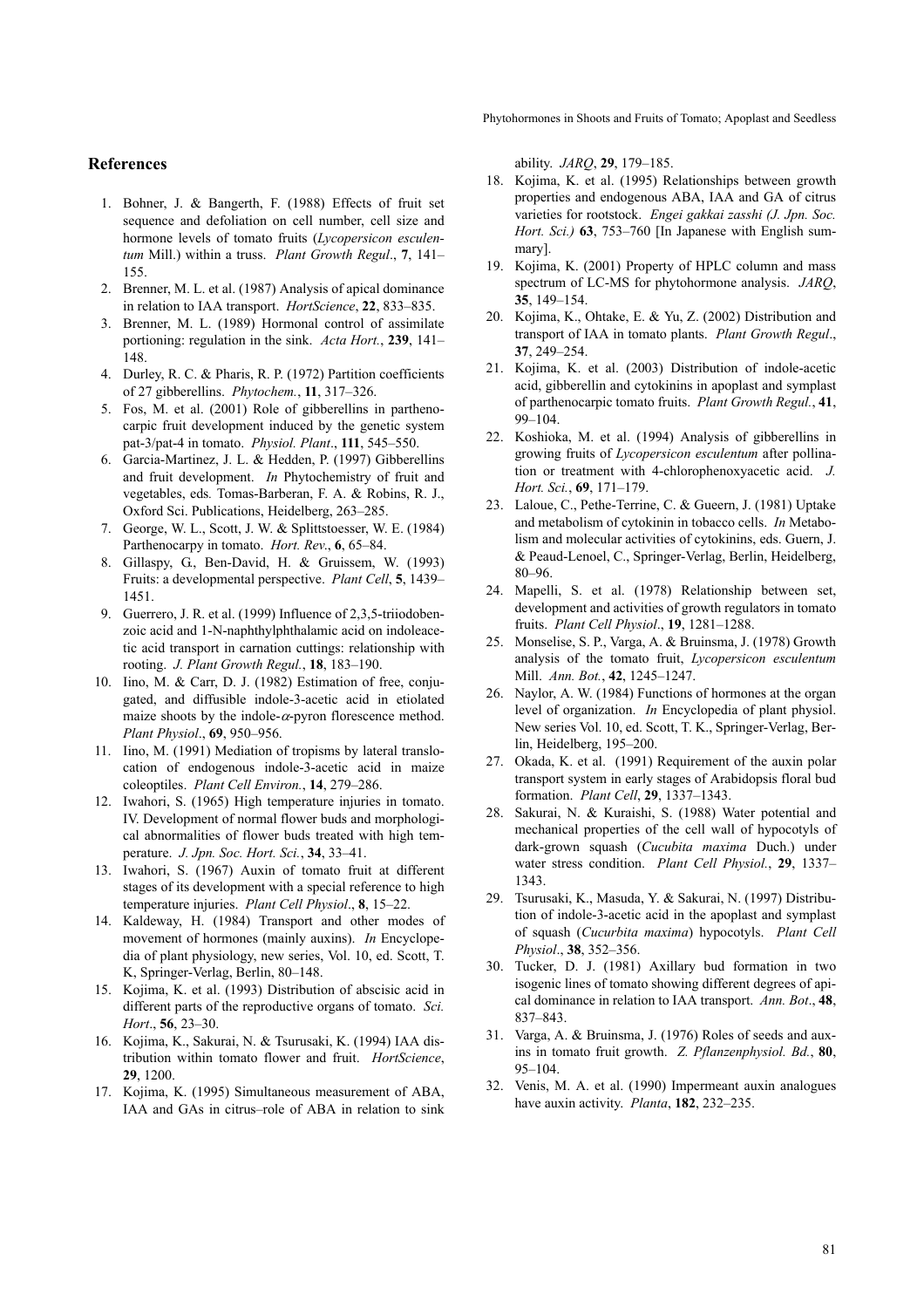## References

1. Bohner, J. & Bangerth, F. (1988) Effects of fruit set sequence and defoliation on cell number, cell size and hormone levels of tomato fruits (*Lycopersicon esculentum* Mill.) within a truss. *Plant Growth Regul*., **7**, 141–155.
2. Brenner, M. L. et al. (1987) Analysis of apical dominance in relation to IAA transport. *HortScience*, **22**, 833–835.
3. Brenner, M. L. (1989) Hormonal control of assimilate portioning: regulation in the sink. *Acta Hort.*, **239**, 141–148.
4. Durley, R. C. & Pharis, R. P. (1972) Partition coefficients of 27 gibberellins. *Phytochem.*, **11**, 317–326.
5. Fos, M. et al. (2001) Role of gibberellins in parthenocarpic fruit development induced by the genetic system pat-3/pat-4 in tomato. *Physiol. Plant*., **111**, 545–550.
6. Garcia-Martinez, J. L. & Hedden, P. (1997) Gibberellins and fruit development. *In* Phytochemistry of fruit and vegetables, eds. Tomas-Barberan, F. A. & Robins, R. J., Oxford Sci. Publications, Heidelberg, 263–285.
7. George, W. L., Scott, J. W. & Splittstoesser, W. E. (1984) Parthenocarpy in tomato. *Hort. Rev*., **6**, 65–84.
8. Gillaspy, G., Ben-David, H. & Gruissem, W. (1993) Fruits: a developmental perspective. *Plant Cell*, **5**, 1439–1451.
9. Guerrero, J. R. et al. (1999) Influence of 2,3,5-triiodobenzoic acid and 1-N-naphthylphthalamic acid on indoleacetic acid transport in carnation cuttings: relationship with rooting. *J. Plant Growth Regul.*, **18**, 183–190.
10. Iino, M. & Carr, D. J. (1982) Estimation of free, conjugated, and diffusible indole-3-acetic acid in etiolated maize shoots by the indole-$\alpha$-pyron florescence method. *Plant Physiol*., **69**, 950–956.
11. Iino, M. (1991) Mediation of tropisms by lateral translocation of endogenous indole-3-acetic acid in maize coleoptiles. *Plant Cell Environ.*, **14**, 279–286.
12. Iwahori, S. (1965) High temperature injuries in tomato. IV. Development of normal flower buds and morphological abnormalities of flower buds treated with high temperature. *J. Jpn. Soc. Hort. Sci.*, **34**, 33–41.
13. Iwahori, S. (1967) Auxin of tomato fruit at different stages of its development with a special reference to high temperature injuries. *Plant Cell Physiol*., **8**, 15–22.
14. Kaldeway, H. (1984) Transport and other modes of movement of hormones (mainly auxins). *In* Encyclopedia of plant physiology, new series, Vol. 10, ed. Scott, T. K, Springer-Verlag, Berlin, 80–148.
15. Kojima, K. et al. (1993) Distribution of abscisic acid in different parts of the reproductive organs of tomato. *Sci. Hort*., **56**, 23–30.
16. Kojima, K., Sakurai, N. & Tsurusaki, K. (1994) IAA distribution within tomato flower and fruit. *HortScience*, **29**, 1200.
17. Kojima, K. (1995) Simultaneous measurement of ABA, IAA and GAs in citrus–role of ABA in relation to sink ability. *JARQ*, **29**, 179–185.
18. Kojima, K. et al. (1995) Relationships between growth properties and endogenous ABA, IAA and GA of citrus varieties for rootstock. *Engei gakkai zasshi (J. Jpn. Soc. Hort. Sci.)* **63**, 753–760 [In Japanese with English summary].
19. Kojima, K. (2001) Property of HPLC column and mass spectrum of LC-MS for phytohormone analysis. *JARQ*, **35**, 149–154.
20. Kojima, K., Ohtake, E. & Yu, Z. (2002) Distribution and transport of IAA in tomato plants. *Plant Growth Regul*., **37**, 249–254.
21. Kojima, K. et al. (2003) Distribution of indole-acetic acid, gibberellin and cytokinins in apoplast and symplast of parthenocarpic tomato fruits. *Plant Growth Regul.*, **41**, 99–104.
22. Koshioka, M. et al. (1994) Analysis of gibberellins in growing fruits of *Lycopersicon esculentum* after pollination or treatment with 4-chlorophenoxyacetic acid. *J. Hort. Sci.*, **69**, 171–179.
23. Laloue, C., Pethe-Terrine, C. & Gueern, J. (1981) Uptake and metabolism of cytokinin in tobacco cells. *In* Metabolism and molecular activities of cytokinins, eds. Guern, J. & Peaud-Lenoel, C., Springer-Verlag, Berlin, Heidelberg, 80–96.
24. Mapelli, S. et al. (1978) Relationship between set, development and activities of growth regulators in tomato fruits. *Plant Cell Physiol*., **19**, 1281–1288.
25. Monselise, S. P., Varga, A. & Bruinsma, J. (1978) Growth analysis of the tomato fruit, *Lycopersicon esculentum* Mill. *Ann. Bot.*, **42**, 1245–1247.
26. Naylor, A. W. (1984) Functions of hormones at the organ level of organization. *In* Encyclopedia of plant physiol. New series Vol. 10, ed. Scott, T. K., Springer-Verlag, Berlin, Heidelberg, 195–200.
27. Okada, K. et al. (1991) Requirement of the auxin polar transport system in early stages of Arabidopsis floral bud formation. *Plant Cell*, **29**, 1337–1343.
28. Sakurai, N. & Kuraishi, S. (1988) Water potential and mechanical properties of the cell wall of hypocotyls of dark-grown squash (*Cucubita maxima* Duch.) under water stress condition. *Plant Cell Physiol.*, **29**, 1337–1343.
29. Tsurusaki, K., Masuda, Y. & Sakurai, N. (1997) Distribution of indole-3-acetic acid in the apoplast and symplast of squash (*Cucurbita maxima*) hypocotyls. *Plant Cell Physiol*., **38**, 352–356.
30. Tucker, D. J. (1981) Axillary bud formation in two isogenic lines of tomato showing different degrees of apical dominance in relation to IAA transport. *Ann. Bot*., **48**, 837–843.
31. Varga, A. & Bruinsma, J. (1976) Roles of seeds and auxins in tomato fruit growth. *Z. Pflanzenphysiol. Bd.*, **80**, 95–104.
32. Venis, M. A. et al. (1990) Impermeant auxin analogues have auxin activity. *Planta*, **182**, 232–235.